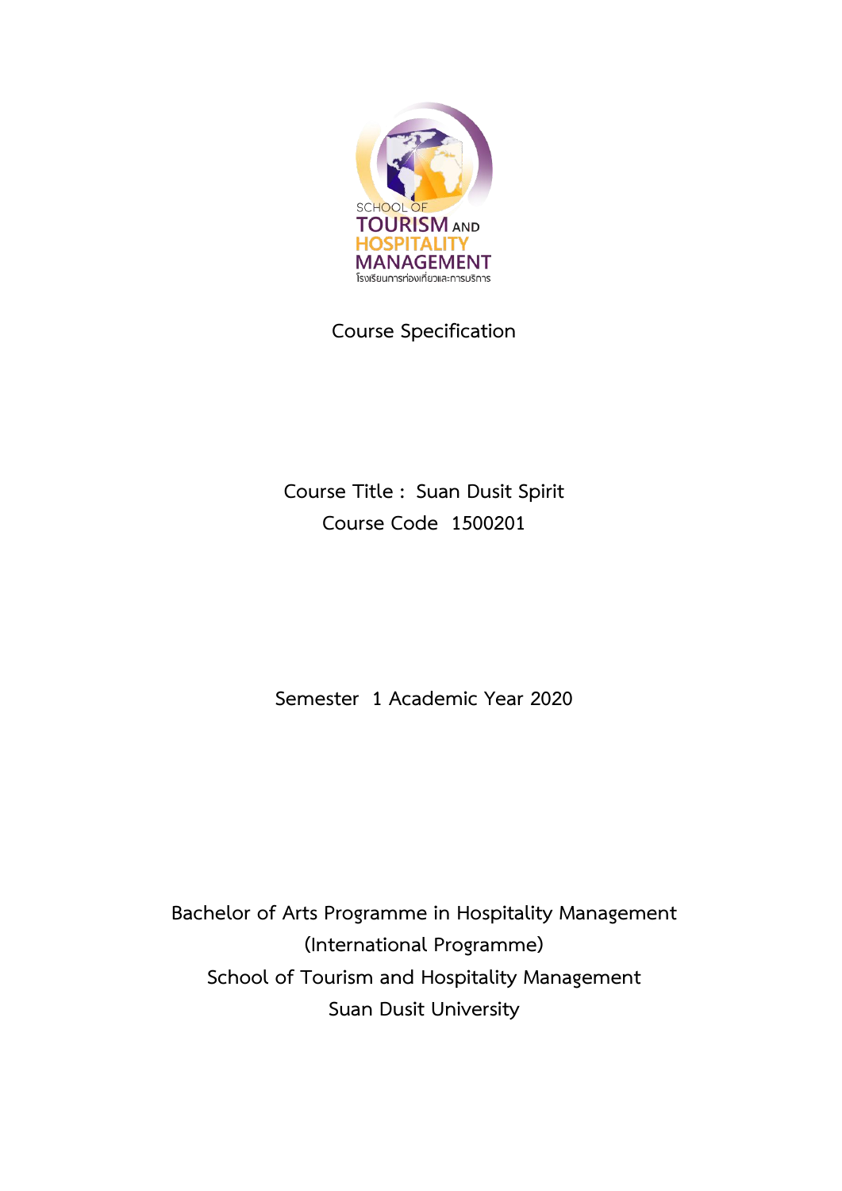SCHOOL OF TOURISM AND HOSPITALITY MANAGEMENT

โรงเรียนการท่องเที่ยวและการบริการ

# Course Specification

**Course Title : Suan Dusit Spirit**

**Course Code 1500201**

**Semester 1 Academic Year 2020**

**Bachelor of Arts Programme in Hospitality Management**

**(International Programme)**

**School of Tourism and Hospitality Management**

**Suan Dusit University**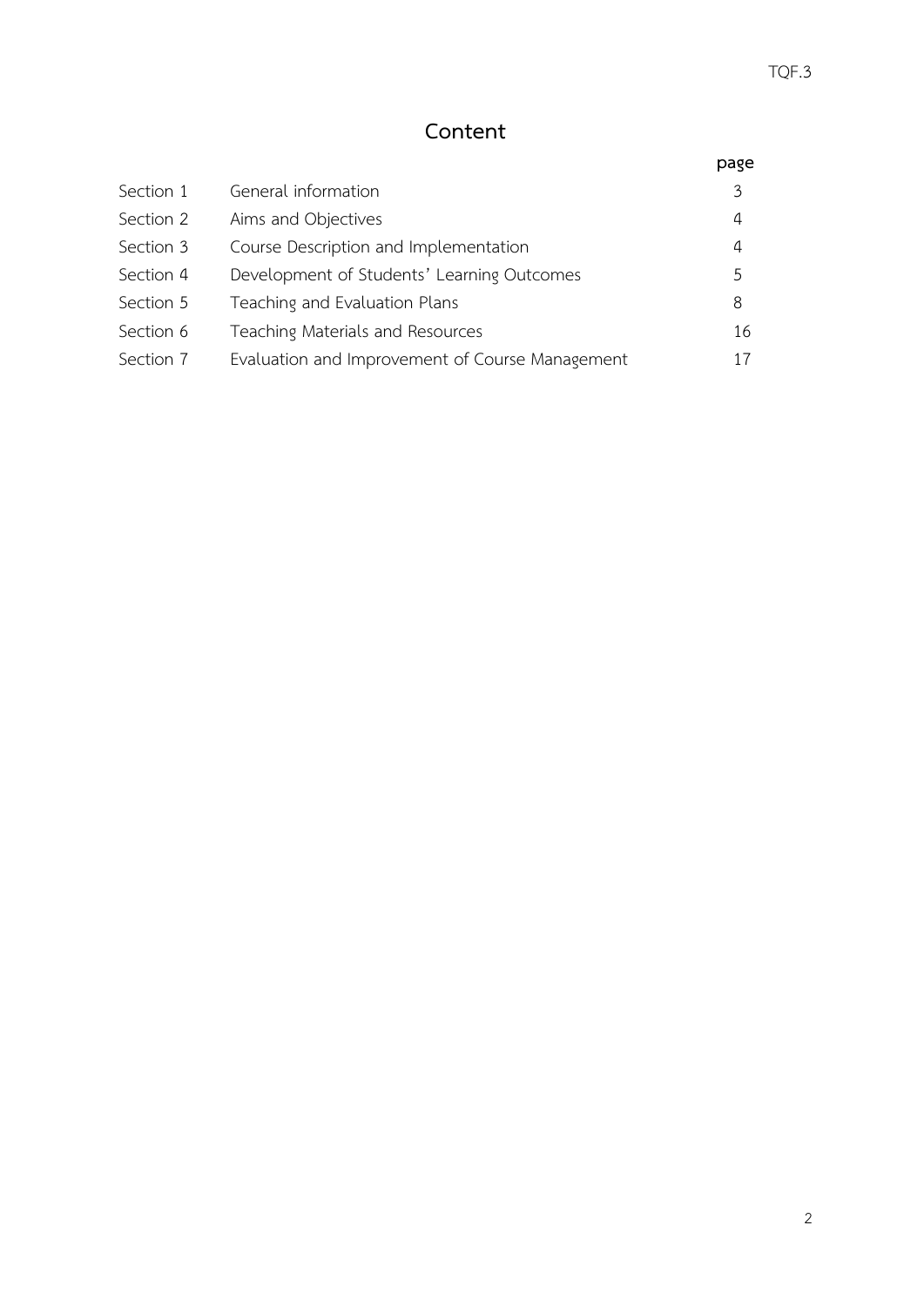# Content

| | | page |
|---|---|---|
| Section 1 | General information | 3 |
| Section 2 | Aims and Objectives | 4 |
| Section 3 | Course Description and Implementation | 4 |
| Section 4 | Development of Students' Learning Outcomes | 5 |
| Section 5 | Teaching and Evaluation Plans | 8 |
| Section 6 | Teaching Materials and Resources | 16 |
| Section 7 | Evaluation and Improvement of Course Management | 17 |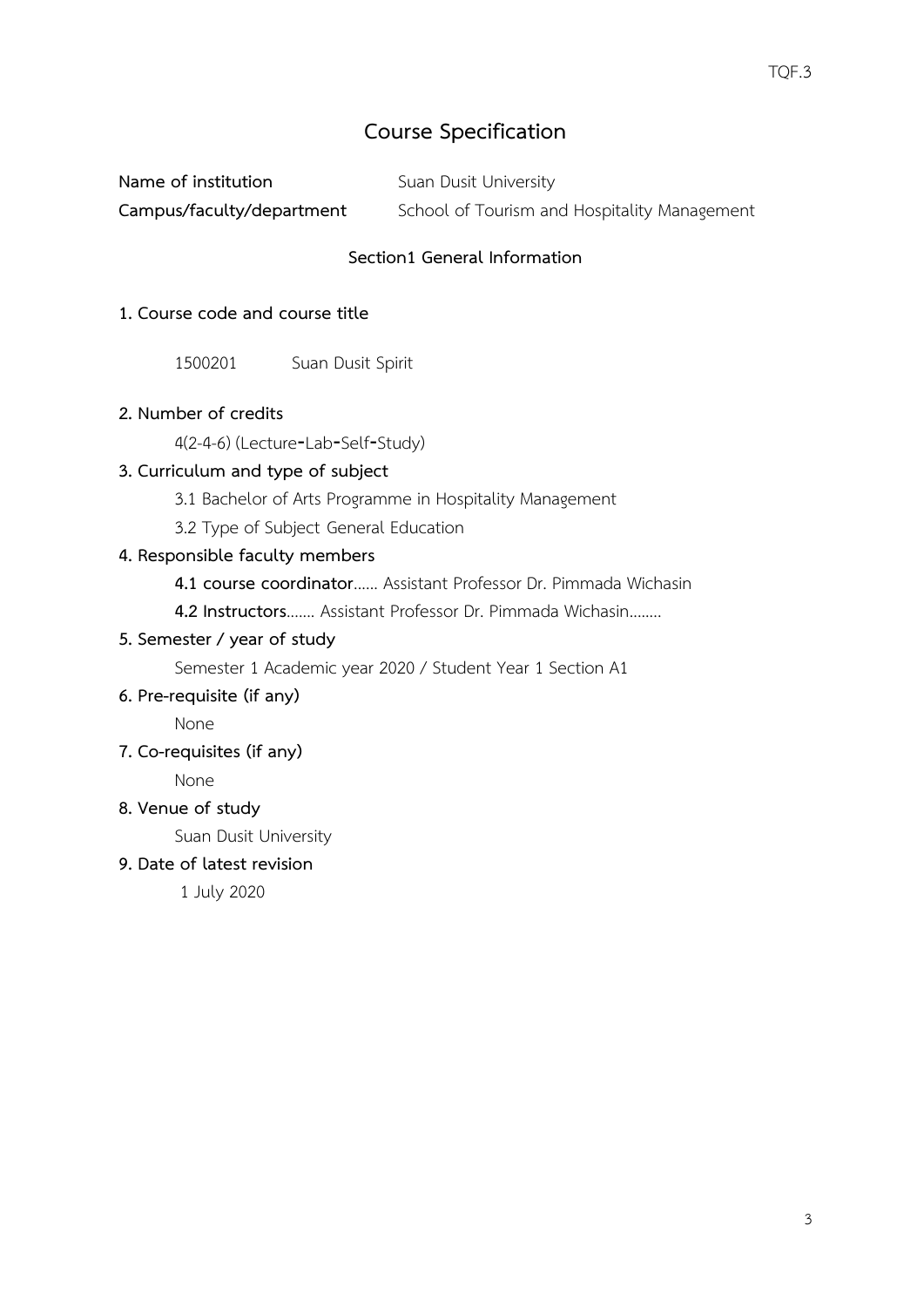# Course Specification

**Name of institution** Suan Dusit University

**Campus/faculty/department** School of Tourism and Hospitality Management

## Section1 General Information

**1. Course code and course title**

1500201 Suan Dusit Spirit

**2. Number of credits**

4(2-4-6) (Lecture-Lab-Self-Study)

**3. Curriculum and type of subject**

3.1 Bachelor of Arts Programme in Hospitality Management

3.2 Type of Subject General Education

**4. Responsible faculty members**

**4.1 course coordinator**...... Assistant Professor Dr. Pimmada Wichasin

**4.2 Instructors**....... Assistant Professor Dr. Pimmada Wichasin........

**5. Semester / year of study**

Semester 1 Academic year 2020 / Student Year 1 Section A1

**6. Pre-requisite (if any)**

None

**7. Co-requisites (if any)**

None

**8. Venue of study**

Suan Dusit University

**9. Date of latest revision**

1 July 2020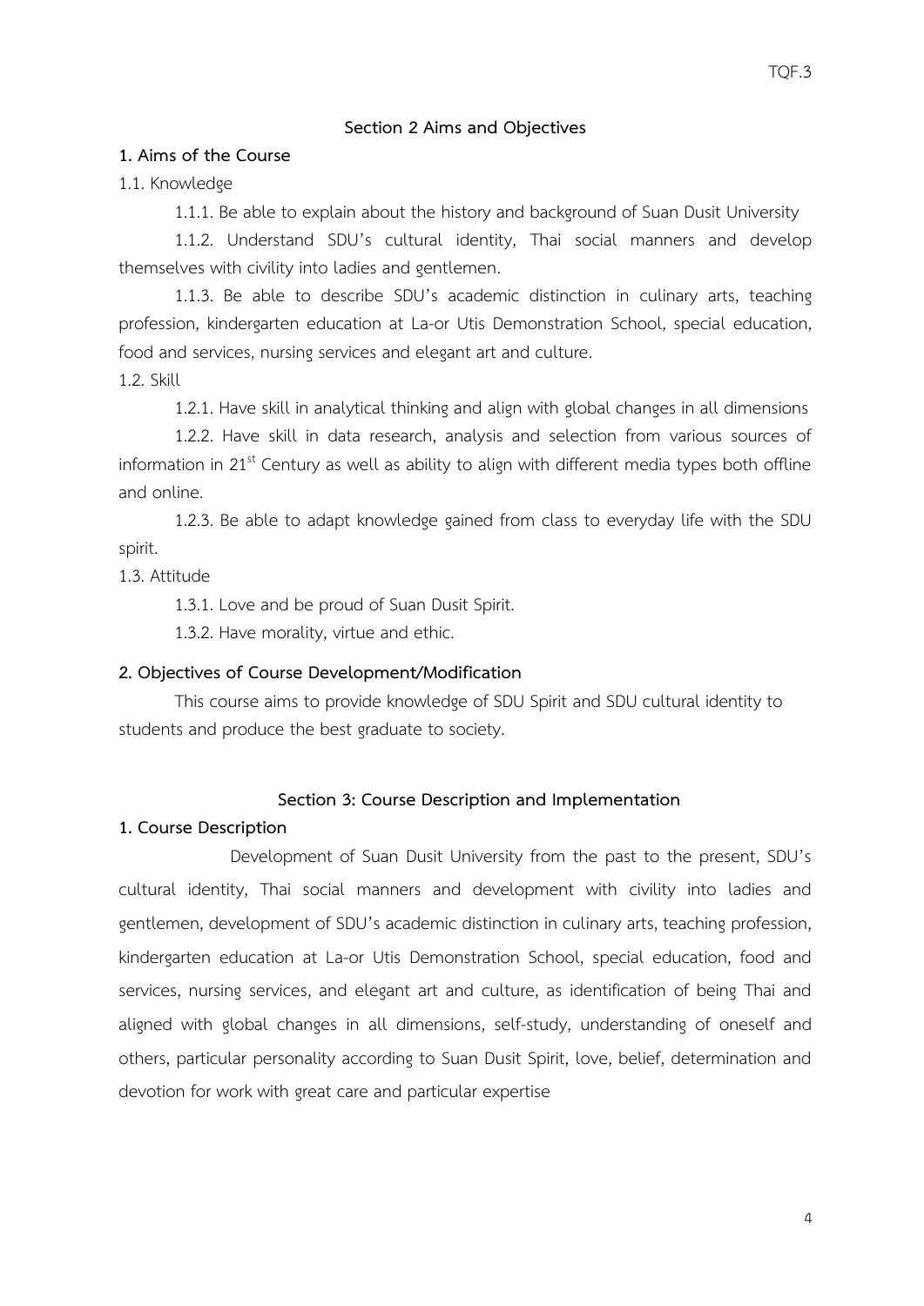## Section 2 Aims and Objectives

**1. Aims of the Course**

1.1. Knowledge

1.1.1. Be able to explain about the history and background of Suan Dusit University

1.1.2. Understand SDU's cultural identity, Thai social manners and develop themselves with civility into ladies and gentlemen.

1.1.3. Be able to describe SDU's academic distinction in culinary arts, teaching profession, kindergarten education at La-or Utis Demonstration School, special education, food and services, nursing services and elegant art and culture.

1.2. Skill

1.2.1. Have skill in analytical thinking and align with global changes in all dimensions

1.2.2. Have skill in data research, analysis and selection from various sources of information in 21st Century as well as ability to align with different media types both offline and online.

1.2.3. Be able to adapt knowledge gained from class to everyday life with the SDU spirit.

1.3. Attitude

1.3.1. Love and be proud of Suan Dusit Spirit.

1.3.2. Have morality, virtue and ethic.

**2. Objectives of Course Development/Modification**

This course aims to provide knowledge of SDU Spirit and SDU cultural identity to students and produce the best graduate to society.

## Section 3: Course Description and Implementation

**1. Course Description**

Development of Suan Dusit University from the past to the present, SDU's cultural identity, Thai social manners and development with civility into ladies and gentlemen, development of SDU's academic distinction in culinary arts, teaching profession, kindergarten education at La-or Utis Demonstration School, special education, food and services, nursing services, and elegant art and culture, as identification of being Thai and aligned with global changes in all dimensions, self-study, understanding of oneself and others, particular personality according to Suan Dusit Spirit, love, belief, determination and devotion for work with great care and particular expertise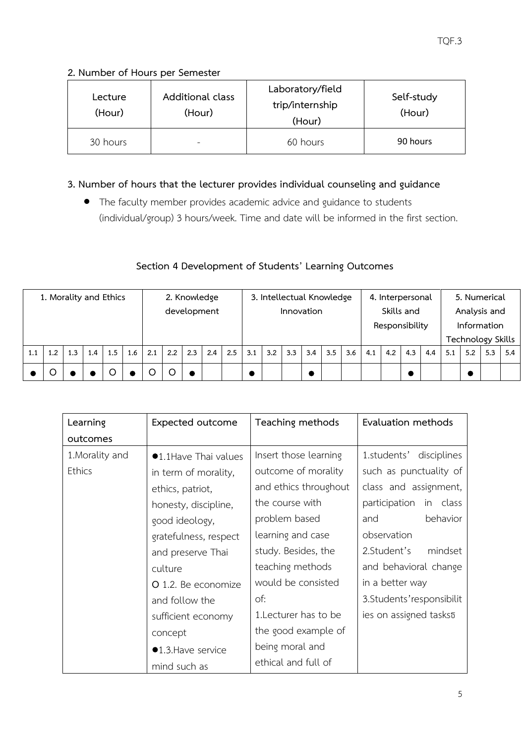## 2. Number of Hours per Semester

| Lecture (Hour) | Additional class (Hour) | Laboratory/field trip/internship (Hour) | Self-study (Hour) |
|---|---|---|---|
| 30 hours | - | 60 hours | **90 hours** |

## 3. Number of hours that the lecturer provides individual counseling and guidance

- The faculty member provides academic advice and guidance to students (individual/group) 3 hours/week. Time and date will be informed in the first section.

## Section 4 Development of Students' Learning Outcomes

| 1. Morality and Ethics | | | | | | 2. Knowledge development | | | | | 3. Intellectual Knowledge Innovation | | | | | | 4. Interpersonal Skills and Responsibility | | | | 5. Numerical Analysis and Information Technology Skills | | | |
|---|---|---|---|---|---|---|---|---|---|---|---|---|---|---|---|---|---|---|---|---|---|---|---|---|
| 1.1 | 1.2 | 1.3 | 1.4 | 1.5 | 1.6 | 2.1 | 2.2 | 2.3 | 2.4 | 2.5 | 3.1 | 3.2 | 3.3 | 3.4 | 3.5 | 3.6 | 4.1 | 4.2 | 4.3 | 4.4 | 5.1 | 5.2 | 5.3 | 5.4 |
| ● | O | ● | ● | O | ● | O | O | ● | | | ● | | | ● | | | | | ● | | | ● | | |

| Learning outcomes | Expected outcome | Teaching methods | Evaluation methods |
|---|---|---|---|
| 1.Morality and Ethics | ●1.1Have Thai values in term of morality, ethics, patriot, honesty, discipline, good ideology, gratefulness, respect and preserve Thai culture<br>O 1.2. Be economize and follow the sufficient economy concept<br>●1.3.Have service mind such as | Insert those learning outcome of morality and ethics throughout the course with problem based learning and case study. Besides, the teaching methods would be consisted of:<br>1.Lecturer has to be the good example of being moral and ethical and full of | 1.students' disciplines such as punctuality of class and assignment, participation in class and behavior observation<br>2.Student's mindset and behavioral change in a better way<br>3.Students'responsibilities on assigned tasksธ |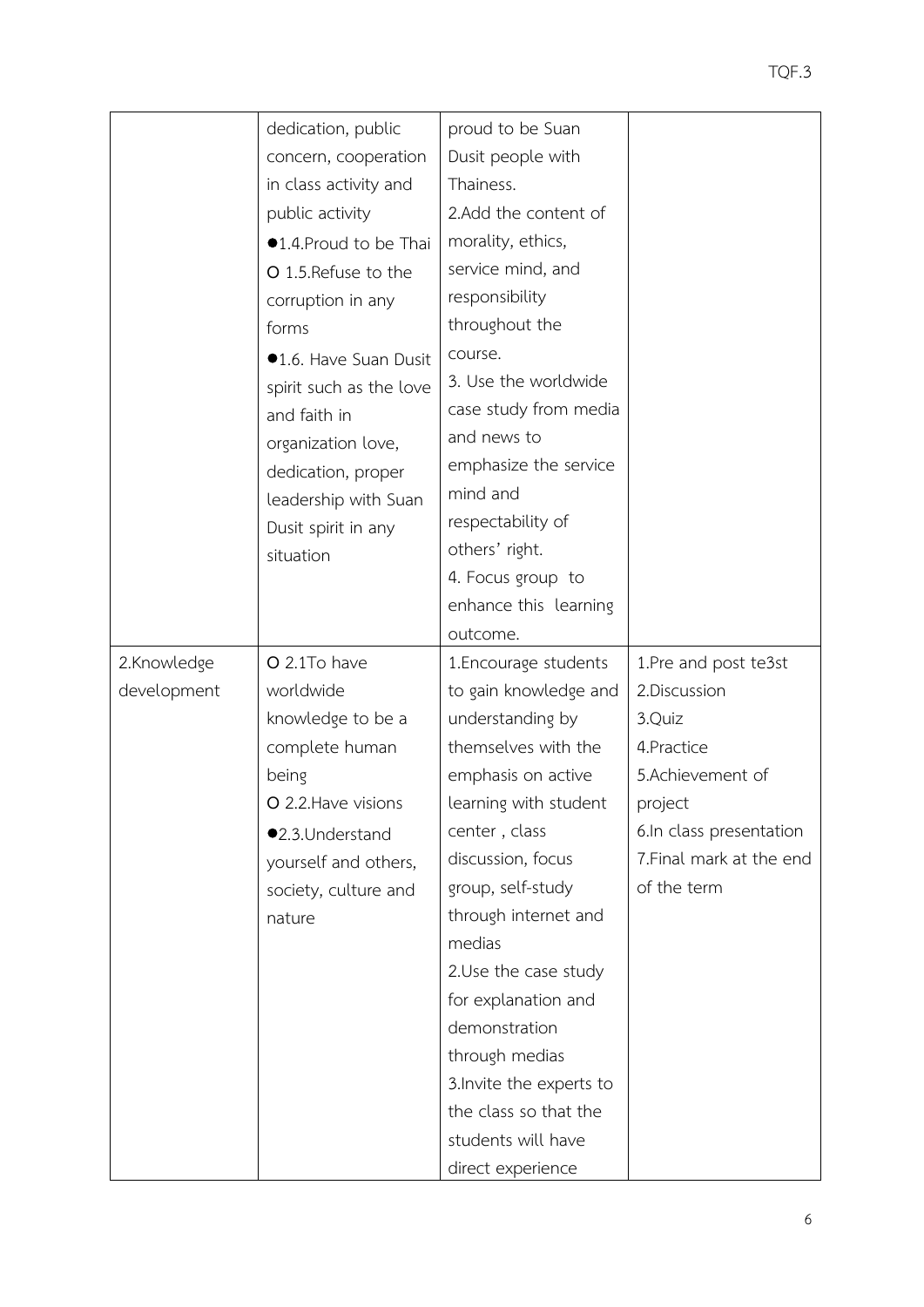| | | | |
|---|---|---|---|
| | dedication, public concern, cooperation in class activity and public activity<br>●1.4.Proud to be Thai<br>O 1.5.Refuse to the corruption in any forms<br>●1.6. Have Suan Dusit spirit such as the love and faith in organization love, dedication, proper leadership with Suan Dusit spirit in any situation | proud to be Suan Dusit people with Thainess.<br>2.Add the content of morality, ethics, service mind, and responsibility throughout the course.<br>3. Use the worldwide case study from media and news to emphasize the service mind and respectability of others' right.<br>4. Focus group to enhance this learning outcome. | |
| 2.Knowledge development | O 2.1To have worldwide knowledge to be a complete human being<br>O 2.2.Have visions<br>●2.3.Understand yourself and others, society, culture and nature | 1.Encourage students to gain knowledge and understanding by themselves with the emphasis on active learning with student center , class discussion, focus group, self-study through internet and medias<br>2.Use the case study for explanation and demonstration through medias<br>3.Invite the experts to the class so that the students will have direct experience | 1.Pre and post te3st<br>2.Discussion<br>3.Quiz<br>4.Practice<br>5.Achievement of project<br>6.In class presentation<br>7.Final mark at the end of the term |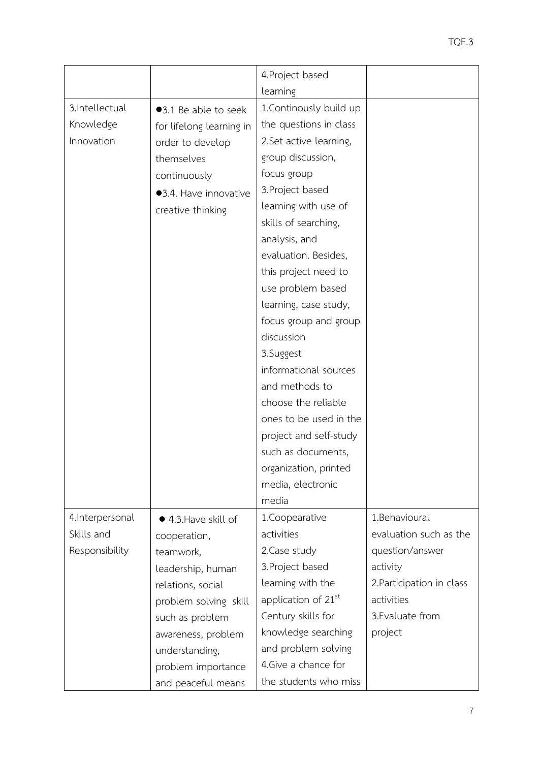| | | | |
|---|---|---|---|
| | | 4.Project based learning | |
| 3.Intellectual Knowledge Innovation | ●3.1 Be able to seek for lifelong learning in order to develop themselves continuously<br>●3.4. Have innovative creative thinking | 1.Continously build up the questions in class<br>2.Set active learning, group discussion, focus group<br>3.Project based learning with use of skills of searching, analysis, and evaluation. Besides, this project need to use problem based learning, case study, focus group and group discussion<br>3.Suggest informational sources and methods to choose the reliable ones to be used in the project and self-study such as documents, organization, printed media, electronic media | |
| 4.Interpersonal Skills and Responsibility | ● 4.3.Have skill of cooperation, teamwork, leadership, human relations, social problem solving skill such as problem awareness, problem understanding, problem importance and peaceful means | 1.Coopearative activities<br>2.Case study<br>3.Project based learning with the application of 21st Century skills for knowledge searching and problem solving<br>4.Give a chance for the students who miss | 1.Behavioural evaluation such as the question/answer activity<br>2.Participation in class activities<br>3.Evaluate from project |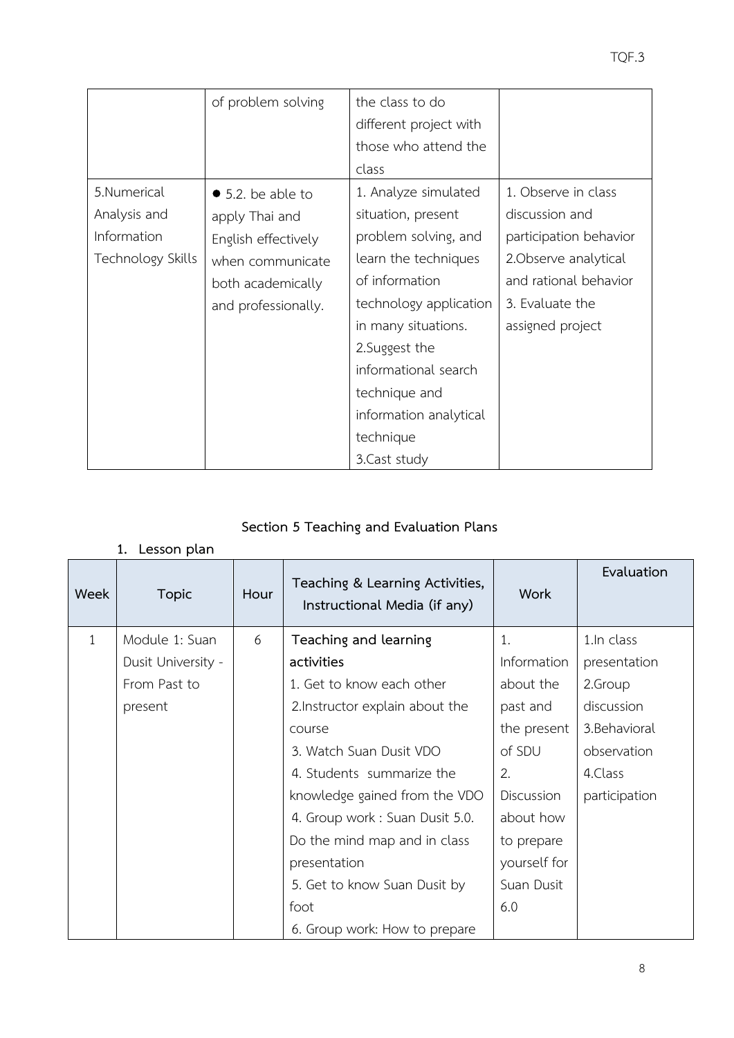| | of problem solving | the class to do different project with those who attend the class | |
|---|---|---|---|
| 5.Numerical Analysis and Information Technology Skills | ● 5.2. be able to apply Thai and English effectively when communicate both academically and professionally. | 1. Analyze simulated situation, present problem solving, and learn the techniques of information technology application in many situations.<br>2.Suggest the informational search technique and information analytical technique<br>3.Cast study | 1. Observe in class discussion and participation behavior<br>2.Observe analytical and rational behavior<br>3. Evaluate the assigned project |

## Section 5 Teaching and Evaluation Plans

### 1. Lesson plan

| Week | Topic | Hour | Teaching & Learning Activities, Instructional Media (if any) | Work | Evaluation |
|---|---|---|---|---|---|
| 1 | Module 1: Suan Dusit University - From Past to present | 6 | **Teaching and learning activities**<br>1. Get to know each other<br>2.Instructor explain about the course<br>3. Watch Suan Dusit VDO<br>4. Students summarize the knowledge gained from the VDO<br>4. Group work : Suan Dusit 5.0. Do the mind map and in class presentation<br>5. Get to know Suan Dusit by foot<br>6. Group work: How to prepare | 1. Information about the past and the present of SDU<br>2. Discussion about how to prepare yourself for Suan Dusit 6.0 | 1.In class presentation<br>2.Group discussion<br>3.Behavioral observation<br>4.Class participation |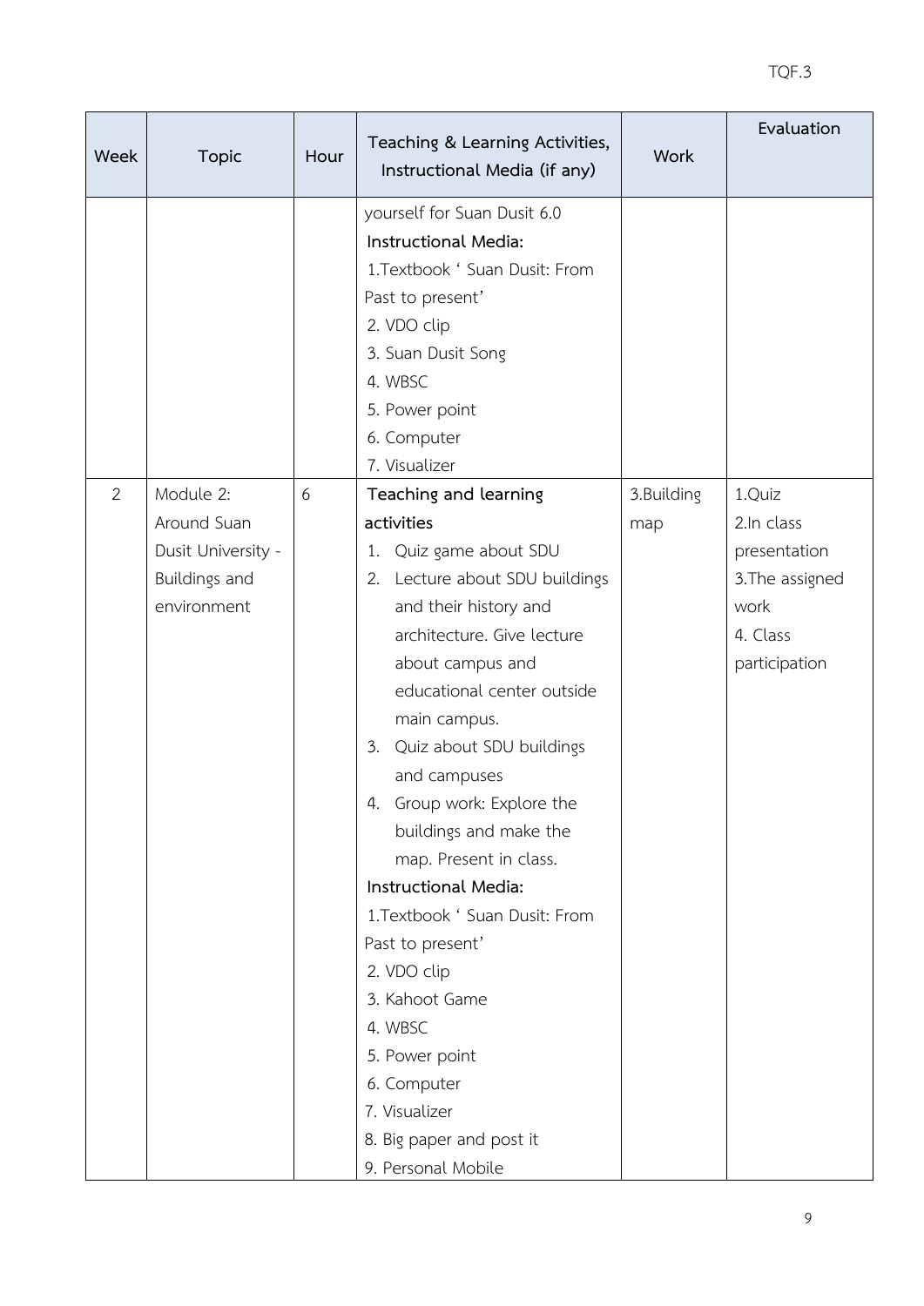| Week | Topic | Hour | Teaching & Learning Activities, Instructional Media (if any) | Work | Evaluation |
|---|---|---|---|---|---|
| | | | yourself for Suan Dusit 6.0<br>**Instructional Media:**<br>1.Textbook ' Suan Dusit: From Past to present'<br>2. VDO clip<br>3. Suan Dusit Song<br>4. WBSC<br>5. Power point<br>6. Computer<br>7. Visualizer | | |
| 2 | Module 2: Around Suan Dusit University - Buildings and environment | 6 | **Teaching and learning activities**<br>1. Quiz game about SDU<br>2. Lecture about SDU buildings and their history and architecture. Give lecture about campus and educational center outside main campus.<br>3. Quiz about SDU buildings and campuses<br>4. Group work: Explore the buildings and make the map. Present in class.<br>**Instructional Media:**<br>1.Textbook ' Suan Dusit: From Past to present'<br>2. VDO clip<br>3. Kahoot Game<br>4. WBSC<br>5. Power point<br>6. Computer<br>7. Visualizer<br>8. Big paper and post it<br>9. Personal Mobile | 3.Building map | 1.Quiz<br>2.In class presentation<br>3.The assigned work<br>4. Class participation |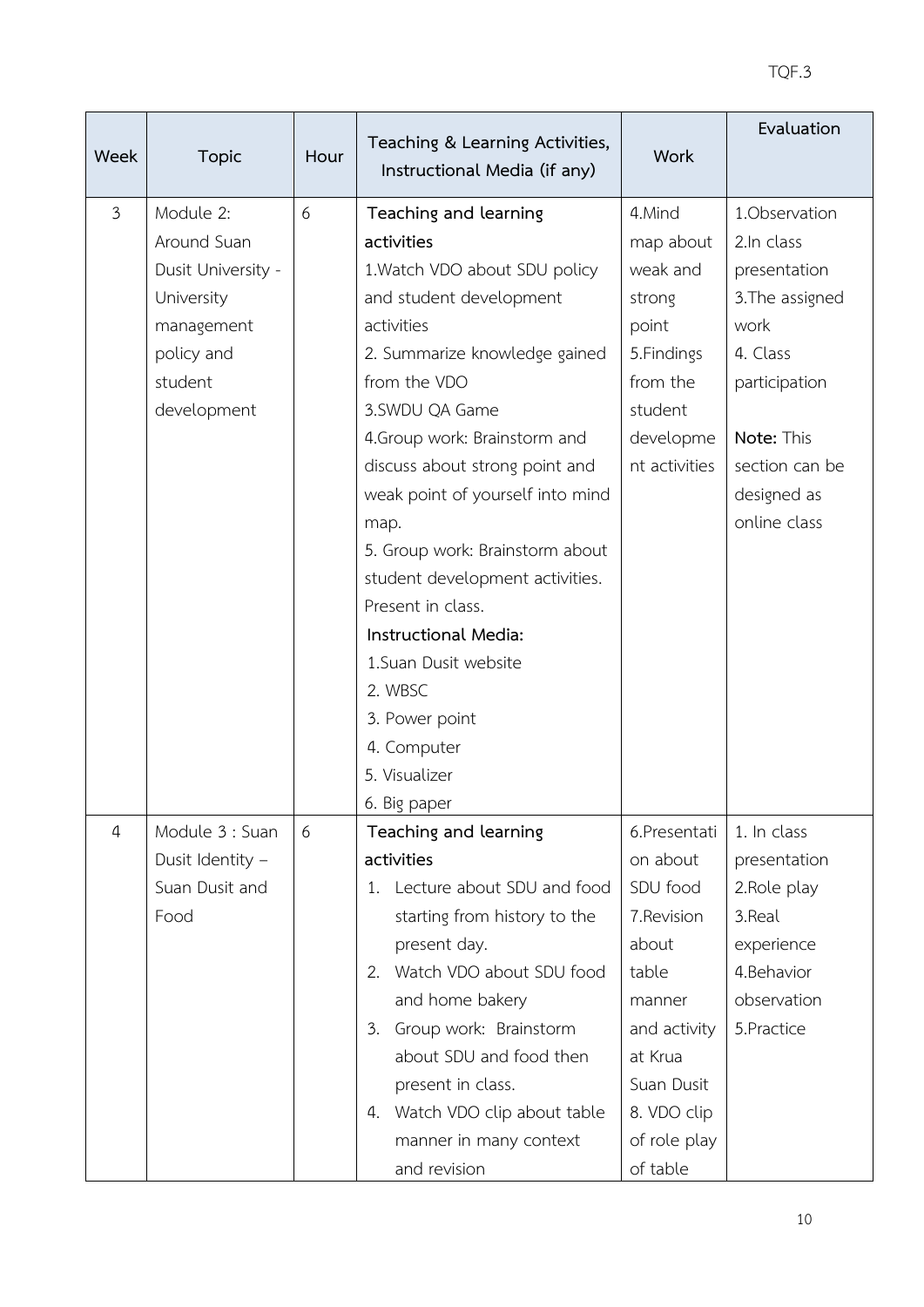| Week | Topic | Hour | Teaching & Learning Activities, Instructional Media (if any) | Work | Evaluation |
|---|---|---|---|---|---|
| 3 | Module 2: Around Suan Dusit University - University management policy and student development | 6 | **Teaching and learning activities**<br>1.Watch VDO about SDU policy and student development activities<br>2. Summarize knowledge gained from the VDO<br>3.SWDU QA Game<br>4.Group work: Brainstorm and discuss about strong point and weak point of yourself into mind map.<br>5. Group work: Brainstorm about student development activities. Present in class.<br>**Instructional Media:**<br>1.Suan Dusit website<br>2. WBSC<br>3. Power point<br>4. Computer<br>5. Visualizer<br>6. Big paper | 4.Mind map about weak and strong point<br>5.Findings from the student development activities | 1.Observation<br>2.In class presentation<br>3.The assigned work<br>4. Class participation<br><br>**Note:** This section can be designed as online class |
| 4 | Module 3 : Suan Dusit Identity – Suan Dusit and Food | 6 | **Teaching and learning activities**<br>1. Lecture about SDU and food starting from history to the present day.<br>2. Watch VDO about SDU food and home bakery<br>3. Group work: Brainstorm about SDU and food then present in class.<br>4. Watch VDO clip about table manner in many context and revision | 6.Presentation about SDU food<br>7.Revision about table manner and activity at Krua Suan Dusit<br>8. VDO clip of role play of table | 1. In class presentation<br>2.Role play<br>3.Real experience<br>4.Behavior observation<br>5.Practice |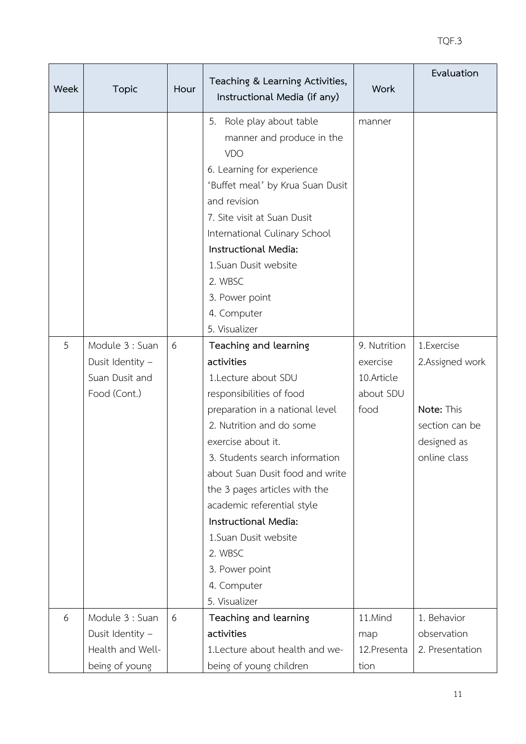| Week | Topic | Hour | Teaching & Learning Activities, Instructional Media (if any) | Work | Evaluation |
|---|---|---|---|---|---|
| | | | 5. Role play about table manner and produce in the VDO<br>6. Learning for experience 'Buffet meal' by Krua Suan Dusit and revision<br>7. Site visit at Suan Dusit International Culinary School<br>**Instructional Media:**<br>1.Suan Dusit website<br>2. WBSC<br>3. Power point<br>4. Computer<br>5. Visualizer | manner | |
| 5 | Module 3 : Suan Dusit Identity – Suan Dusit and Food (Cont.) | 6 | **Teaching and learning activities**<br>1.Lecture about SDU responsibilities of food preparation in a national level<br>2. Nutrition and do some exercise about it.<br>3. Students search information about Suan Dusit food and write the 3 pages articles with the academic referential style<br>**Instructional Media:**<br>1.Suan Dusit website<br>2. WBSC<br>3. Power point<br>4. Computer<br>5. Visualizer | 9. Nutrition exercise<br>10.Article about SDU food | 1.Exercise<br>2.Assigned work<br><br>**Note:** This section can be designed as online class |
| 6 | Module 3 : Suan Dusit Identity – Health and Well-being of young | 6 | **Teaching and learning activities**<br>1.Lecture about health and we-being of young children | 11.Mind map<br>12.Presentation | 1. Behavior observation<br>2. Presentation |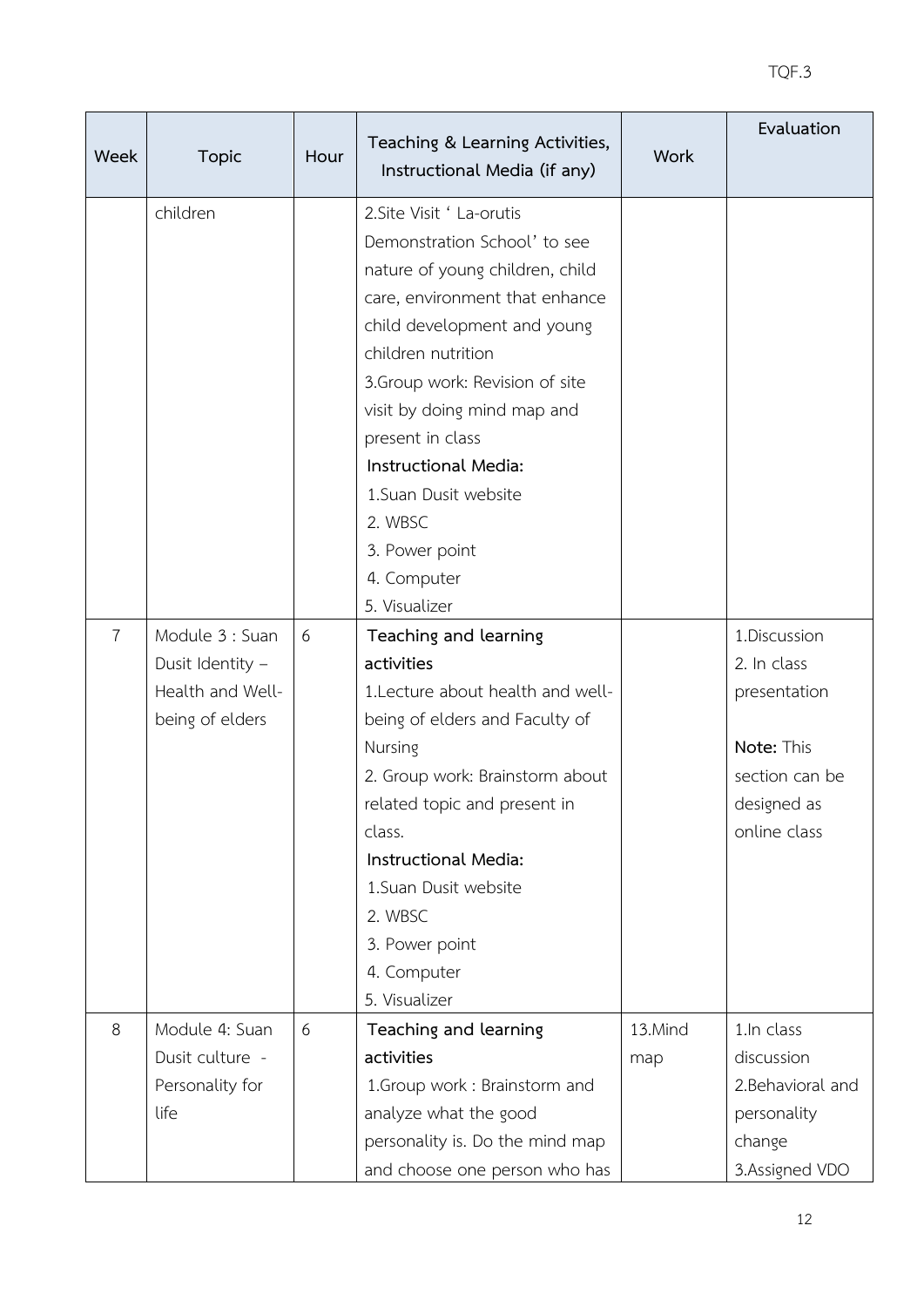| Week | Topic | Hour | Teaching & Learning Activities, Instructional Media (if any) | Work | Evaluation |
|---|---|---|---|---|---|
| | children | | 2.Site Visit ' La-orutis Demonstration School' to see nature of young children, child care, environment that enhance child development and young children nutrition<br>3.Group work: Revision of site visit by doing mind map and present in class<br>**Instructional Media:**<br>1.Suan Dusit website<br>2. WBSC<br>3. Power point<br>4. Computer<br>5. Visualizer | | |
| 7 | Module 3 : Suan Dusit Identity – Health and Well-being of elders | 6 | **Teaching and learning activities**<br>1.Lecture about health and well-being of elders and Faculty of Nursing<br>2. Group work: Brainstorm about related topic and present in class.<br>**Instructional Media:**<br>1.Suan Dusit website<br>2. WBSC<br>3. Power point<br>4. Computer<br>5. Visualizer | | 1.Discussion<br>2. In class presentation<br><br>**Note:** This section can be designed as online class |
| 8 | Module 4: Suan Dusit culture - Personality for life | 6 | **Teaching and learning activities**<br>1.Group work : Brainstorm and analyze what the good personality is. Do the mind map and choose one person who has | 13.Mind map | 1.In class discussion<br>2.Behavioral and personality change<br>3.Assigned VDO |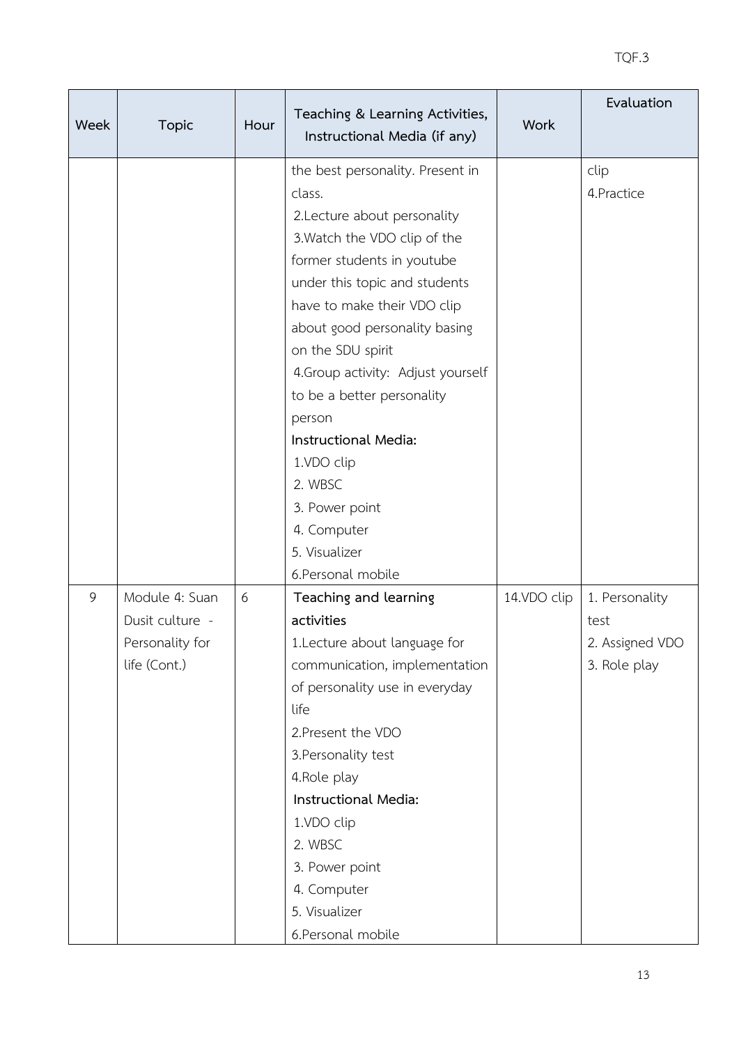| Week | Topic | Hour | Teaching & Learning Activities, Instructional Media (if any) | Work | Evaluation |
|---|---|---|---|---|---|
| | | | the best personality. Present in class.<br>2.Lecture about personality<br>3.Watch the VDO clip of the former students in youtube under this topic and students have to make their VDO clip about good personality basing on the SDU spirit<br>4.Group activity: Adjust yourself to be a better personality person<br>**Instructional Media:**<br>1.VDO clip<br>2. WBSC<br>3. Power point<br>4. Computer<br>5. Visualizer<br>6.Personal mobile | | clip<br>4.Practice |
| 9 | Module 4: Suan Dusit culture - Personality for life (Cont.) | 6 | **Teaching and learning activities**<br>1.Lecture about language for communication, implementation of personality use in everyday life<br>2.Present the VDO<br>3.Personality test<br>4.Role play<br>**Instructional Media:**<br>1.VDO clip<br>2. WBSC<br>3. Power point<br>4. Computer<br>5. Visualizer<br>6.Personal mobile | 14.VDO clip | 1. Personality test<br>2. Assigned VDO<br>3. Role play |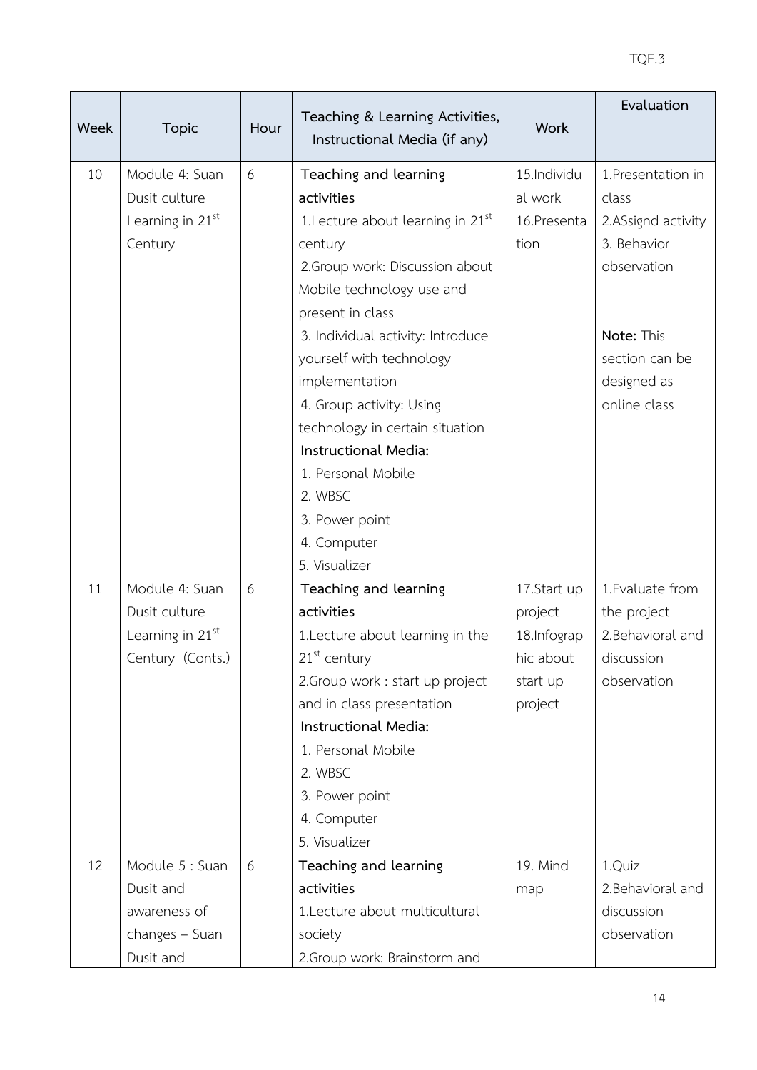| Week | Topic | Hour | Teaching & Learning Activities, Instructional Media (if any) | Work | Evaluation |
|---|---|---|---|---|---|
| 10 | Module 4: Suan Dusit culture Learning in 21st Century | 6 | **Teaching and learning activities**<br>1.Lecture about learning in 21st century<br>2.Group work: Discussion about Mobile technology use and present in class<br>3. Individual activity: Introduce yourself with technology implementation<br>4. Group activity: Using technology in certain situation<br>**Instructional Media:**<br>1. Personal Mobile<br>2. WBSC<br>3. Power point<br>4. Computer<br>5. Visualizer | 15.Individual work<br>16.Presentation | 1.Presentation in class<br>2.ASsignd activity<br>3. Behavior observation<br><br>**Note:** This section can be designed as online class |
| 11 | Module 4: Suan Dusit culture Learning in 21st Century (Conts.) | 6 | **Teaching and learning activities**<br>1.Lecture about learning in the 21st century<br>2.Group work : start up project and in class presentation<br>**Instructional Media:**<br>1. Personal Mobile<br>2. WBSC<br>3. Power point<br>4. Computer<br>5. Visualizer | 17.Start up project<br>18.Infographic about start up project | 1.Evaluate from the project<br>2.Behavioral and discussion observation |
| 12 | Module 5 : Suan Dusit and awareness of changes – Suan Dusit and | 6 | **Teaching and learning activities**<br>1.Lecture about multicultural society<br>2.Group work: Brainstorm and | 19. Mind map | 1.Quiz<br>2.Behavioral and discussion observation |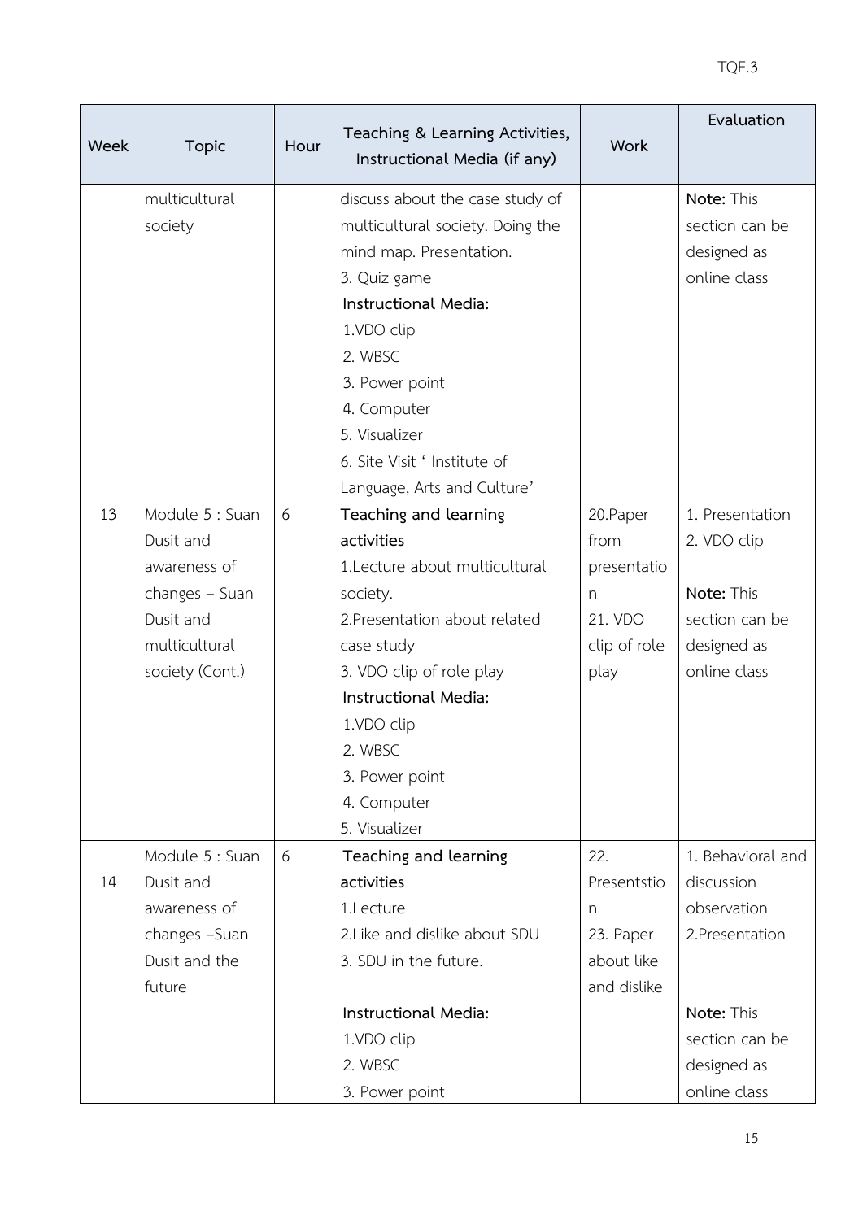| Week | Topic | Hour | Teaching & Learning Activities, Instructional Media (if any) | Work | Evaluation |
|---|---|---|---|---|---|
| | multicultural society | | discuss about the case study of multicultural society. Doing the mind map. Presentation.<br>3. Quiz game<br>**Instructional Media:**<br>1.VDO clip<br>2. WBSC<br>3. Power point<br>4. Computer<br>5. Visualizer<br>6. Site Visit ' Institute of Language, Arts and Culture' | | **Note:** This section can be designed as online class |
| 13 | Module 5 : Suan Dusit and awareness of changes – Suan Dusit and multicultural society (Cont.) | 6 | **Teaching and learning activities**<br>1.Lecture about multicultural society.<br>2.Presentation about related case study<br>3. VDO clip of role play<br>**Instructional Media:**<br>1.VDO clip<br>2. WBSC<br>3. Power point<br>4. Computer<br>5. Visualizer | 20.Paper from presentation<br>21. VDO clip of role play | 1. Presentation<br>2. VDO clip<br><br>**Note:** This section can be designed as online class |
| 14 | Module 5 : Suan Dusit and awareness of changes –Suan Dusit and the future | 6 | **Teaching and learning activities**<br>1.Lecture<br>2.Like and dislike about SDU<br>3. SDU in the future.<br><br>**Instructional Media:**<br>1.VDO clip<br>2. WBSC<br>3. Power point | 22. Presentstion<br>23. Paper about like and dislike | 1. Behavioral and discussion observation<br>2.Presentation<br><br>**Note:** This section can be designed as online class |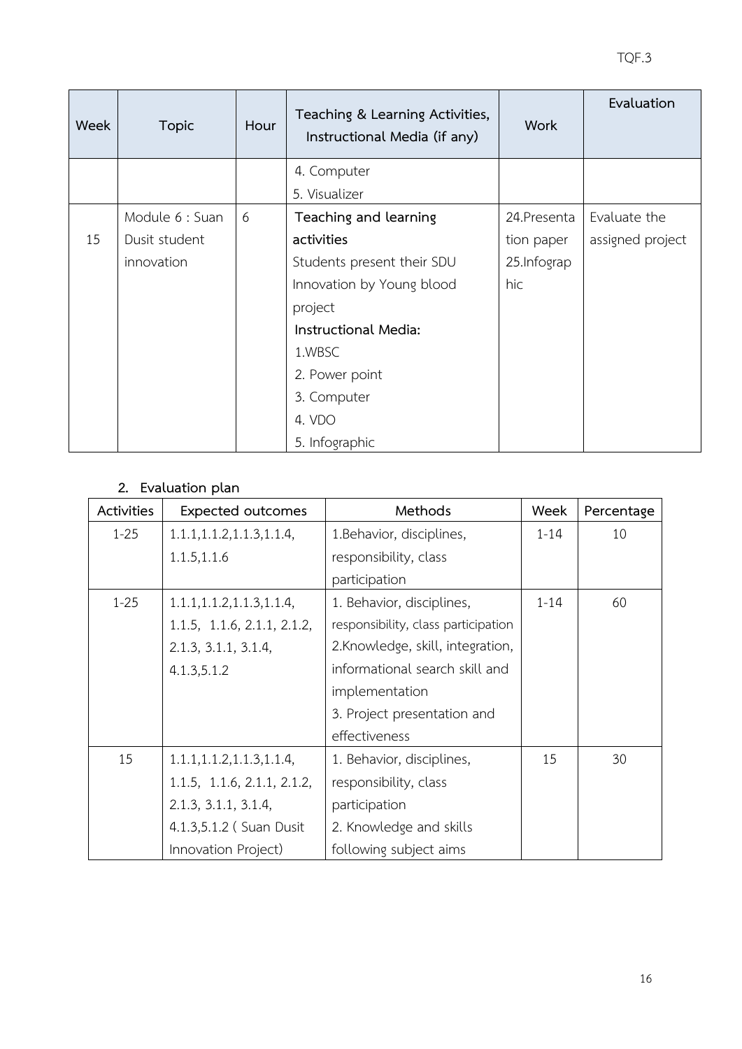| Week | Topic | Hour | Teaching & Learning Activities, Instructional Media (if any) | Work | Evaluation |
|---|---|---|---|---|---|
| | | | 4. Computer<br>5. Visualizer | | |
| 15 | Module 6 : Suan Dusit student innovation | 6 | **Teaching and learning activities**<br>Students present their SDU Innovation by Young blood project<br>**Instructional Media:**<br>1.WBSC<br>2. Power point<br>3. Computer<br>4. VDO<br>5. Infographic | 24.Presentation paper<br>25.Infographic | Evaluate the assigned project |

## 2. Evaluation plan

| Activities | Expected outcomes | Methods | Week | Percentage |
|---|---|---|---|---|
| 1-25 | 1.1.1,1.1.2,1.1.3,1.1.4, 1.1.5,1.1.6 | 1.Behavior, disciplines, responsibility, class participation | 1-14 | 10 |
| 1-25 | 1.1.1,1.1.2,1.1.3,1.1.4, 1.1.5, 1.1.6, 2.1.1, 2.1.2, 2.1.3, 3.1.1, 3.1.4, 4.1.3,5.1.2 | 1. Behavior, disciplines, responsibility, class participation<br>2.Knowledge, skill, integration, informational search skill and implementation<br>3. Project presentation and effectiveness | 1-14 | 60 |
| 15 | 1.1.1,1.1.2,1.1.3,1.1.4, 1.1.5, 1.1.6, 2.1.1, 2.1.2, 2.1.3, 3.1.1, 3.1.4, 4.1.3,5.1.2 ( Suan Dusit Innovation Project) | 1. Behavior, disciplines, responsibility, class participation<br>2. Knowledge and skills following subject aims | 15 | 30 |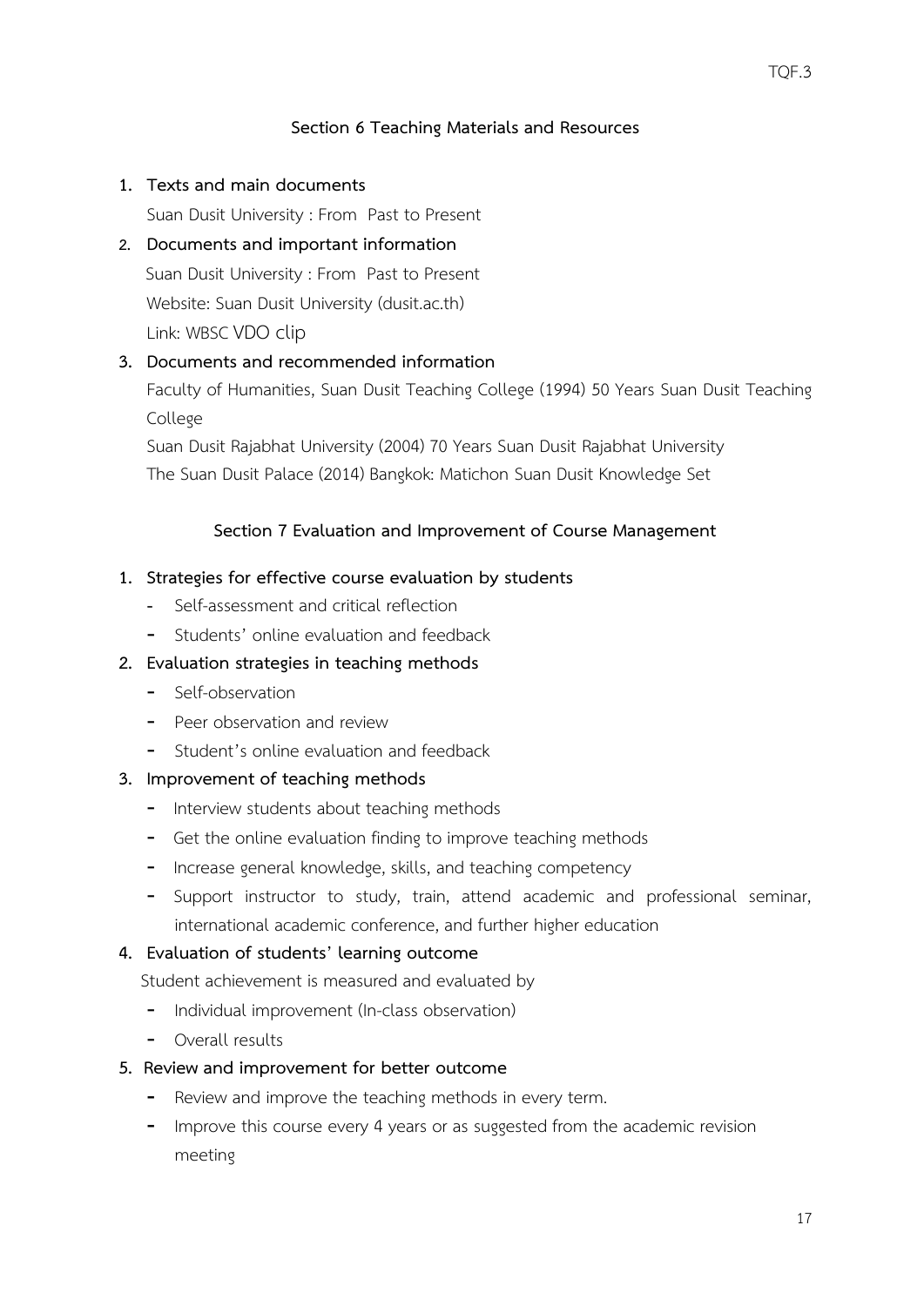## Section 6 Teaching Materials and Resources

1. **Texts and main documents**

   Suan Dusit University : From Past to Present

2. **Documents and important information**

   Suan Dusit University : From Past to Present

   Website: Suan Dusit University (dusit.ac.th)

   Link: WBSC VDO clip

3. **Documents and recommended information**

   Faculty of Humanities, Suan Dusit Teaching College (1994) 50 Years Suan Dusit Teaching College

   Suan Dusit Rajabhat University (2004) 70 Years Suan Dusit Rajabhat University

   The Suan Dusit Palace (2014) Bangkok: Matichon Suan Dusit Knowledge Set

## Section 7 Evaluation and Improvement of Course Management

1. **Strategies for effective course evaluation by students**
   - Self-assessment and critical reflection
   - Students' online evaluation and feedback
2. **Evaluation strategies in teaching methods**
   - Self-observation
   - Peer observation and review
   - Student's online evaluation and feedback
3. **Improvement of teaching methods**
   - Interview students about teaching methods
   - Get the online evaluation finding to improve teaching methods
   - Increase general knowledge, skills, and teaching competency
   - Support instructor to study, train, attend academic and professional seminar, international academic conference, and further higher education
4. **Evaluation of students' learning outcome**

   Student achievement is measured and evaluated by
   - Individual improvement (In-class observation)
   - Overall results
5. **Review and improvement for better outcome**
   - Review and improve the teaching methods in every term.
   - Improve this course every 4 years or as suggested from the academic revision meeting